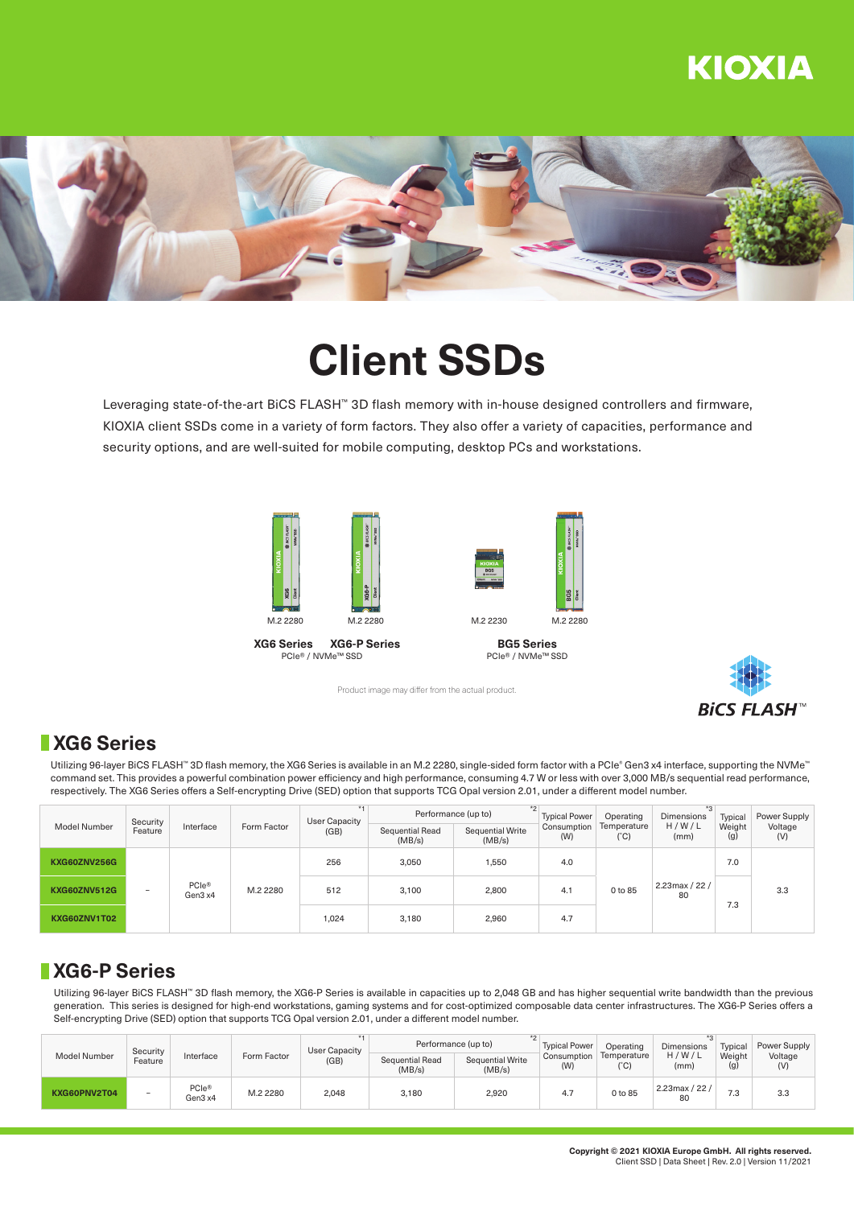# Client SSDs

Leveraging state-of-the-art BiCS FLASH™ 3D flash memory with in-house designed controllers and firmware, KIOXIA client SSDs come in a variety of form factors. They also offer a variety of capacities, performance and security options, and are well-suited for mobile computing, desktop PCs and workstations.

M.2 2280 M.2 2280 M.2 2230 M.2 2280

**XG6 Series** **XG6-P Series**
PCIe® / NVMe™ SSD

**BG5 Series**
PCIe® / NVMe™ SSD

Product image may differ from the actual product.

## XG6 Series

Utilizing 96-layer BiCS FLASH™ 3D flash memory, the XG6 Series is available in an M.2 2280, single-sided form factor with a PCIe® Gen3 x4 interface, supporting the NVMe™ command set. This provides a powerful combination power efficiency and high performance, consuming 4.7 W or less with over 3,000 MB/s sequential read performance, respectively. The XG6 Series offers a Self-encrypting Drive (SED) option that supports TCG Opal version 2.01, under a different model number.

| Model Number | Security Feature | Interface | Form Factor | User Capacity (GB) *1 | Performance (up to) *2 | | Typical Power Consumption (W) | Operating Temperature (°C) | Dimensions H / W / L (mm) *3 | Typical Weight (g) | Power Supply Voltage (V) |
|---|---|---|---|---|---|---|---|---|---|---|---|
| | | | | | Sequential Read (MB/s) | Sequential Write (MB/s) | | | | | |
| **KXG60ZNV256G** | – | PCIe® Gen3 x4 | M.2 2280 | 256 | 3,050 | 1,550 | 4.0 | 0 to 85 | 2.23max / 22 / 80 | 7.0 | 3.3 |
| **KXG60ZNV512G** | | | | 512 | 3,100 | 2,800 | 4.1 | | | 7.3 | |
| **KXG60ZNV1T02** | | | | 1,024 | 3,180 | 2,960 | 4.7 | | | | |

## XG6-P Series

Utilizing 96-layer BiCS FLASH™ 3D flash memory, the XG6-P Series is available in capacities up to 2,048 GB and has higher sequential write bandwidth than the previous generation. This series is designed for high-end workstations, gaming systems and for cost-optimized composable data center infrastructures. The XG6-P Series offers a Self-encrypting Drive (SED) option that supports TCG Opal version 2.01, under a different model number.

| Model Number | Security Feature | Interface | Form Factor | User Capacity (GB) *1 | Performance (up to) *2 | | Typical Power Consumption (W) | Operating Temperature (°C) | Dimensions H / W / L (mm) *3 | Typical Weight (g) | Power Supply Voltage (V) |
|---|---|---|---|---|---|---|---|---|---|---|---|
| | | | | | Sequential Read (MB/s) | Sequential Write (MB/s) | | | | | |
| **KXG60PNV2T04** | – | PCIe® Gen3 x4 | M.2 2280 | 2,048 | 3,180 | 2,920 | 4.7 | 0 to 85 | 2.23max / 22 / 80 | 7.3 | 3.3 |

**Copyright © 2021 KIOXIA Europe GmbH. All rights reserved.**
Client SSD | Data Sheet | Rev. 2.0 | Version 11/2021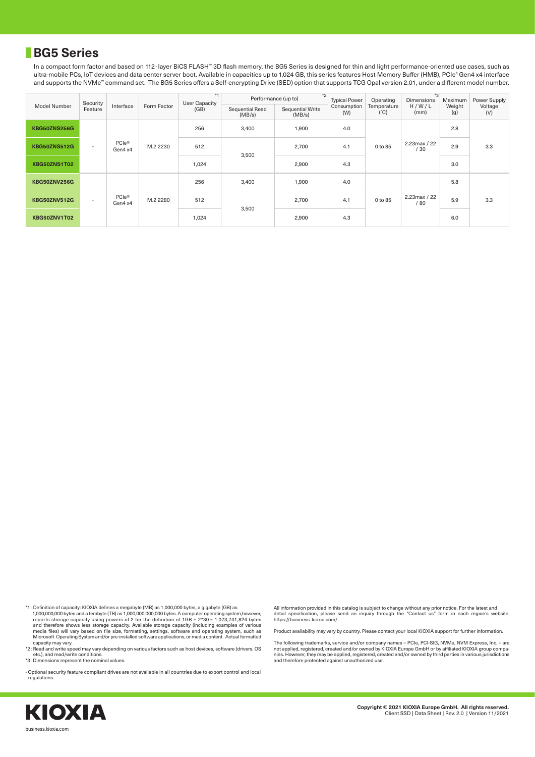## BG5 Series

In a compact form factor and based on 112-layer BiCS FLASH™ 3D flash memory, the BG5 Series is designed for thin and light performance-oriented use cases, such as ultra-mobile PCs, IoT devices and data center server boot. Available in capacities up to 1,024 GB, this series features Host Memory Buffer (HMB), PCIe® Gen4 x4 interface and supports the NVMe™ command set. The BG5 Series offers a Self-encrypting Drive (SED) option that supports TCG Opal version 2.01, under a different model number.

| Model Number | Security Feature | Interface | Form Factor | User Capacity (GB) *1 | Performance (up to) *2 | | Typical Power Consumption (W) | Operating Temperature (°C) | Dimensions *3 H / W / L (mm) | Maximum Weight (g) | Power Supply Voltage (V) |
|---|---|---|---|---|---|---|---|---|---|---|---|
| | | | | | Sequential Read (MB/s) | Sequential Write (MB/s) | | | | | |
| **KBG50ZNS256G** | - | PCIe® Gen4 x4 | M.2 2230 | 256 | 3,400 | 1,900 | 4.0 | 0 to 85 | 2.23max / 22 / 30 | 2.8 | 3.3 |
| **KBG50ZNS512G** | | | | 512 | 3,500 | 2,700 | 4.1 | | | 2.9 | |
| **KBG50ZNS1T02** | | | | 1,024 | | 2,900 | 4.3 | | | 3.0 | |
| **KBG50ZNV256G** | - | PCIe® Gen4 x4 | M.2 2280 | 256 | 3,400 | 1,900 | 4.0 | 0 to 85 | 2.23max / 22 / 80 | 5.8 | 3.3 |
| **KBG50ZNV512G** | | | | 512 | 3,500 | 2,700 | 4.1 | | | 5.9 | |
| **KBG50ZNV1T02** | | | | 1,024 | | 2,900 | 4.3 | | | 6.0 | |

*1 : Definition of capacity: KIOXIA defines a megabyte (MB) as 1,000,000 bytes, a gigabyte (GB) as 1,000,000,000 bytes and a terabyte (TB) as 1,000,000,000,000 bytes. A computer operating system,however, reports storage capacity using powers of 2 for the definition of 1GB = 2^30 = 1,073,741,824 bytes and therefore shows less storage capacity. Available storage capacity (including examples of various media files) will vary based on file size, formatting, settings, software and operating system, such as Microsoft Operating System and/or pre-installed software applications, or media content. Actual formatted capacity may vary.

*2 : Read and write speed may vary depending on various factors such as host devices, software (drivers, OS etc.), and read/write conditions.

*3 : Dimensions represent the nominal values.

- Optional security feature compliant drives are not available in all countries due to export control and local regulations.

All information provided in this catalog is subject to change without any prior notice. For the latest and detail specification, please send an inquiry through the "Contact us" form in each region's website, https://business. kioxia.com/

Product availability may vary by country. Please contact your local KIOXIA support for further information.

The following trademarks, service and/or company names – PCIe, PCI-SIG, NVMe, NVM Express, Inc. – are not applied, registered, created and/or owned by KIOXIA Europe GmbH or by affiliated KIOXIA group companies. However, they may be applied, registered, created and/or owned by third parties in various jurisdictions and therefore protected against unauthorized use.

KIOXIA

business.kioxia.com

**Copyright © 2021 KIOXIA Europe GmbH. All rights reserved.**
Client SSD | Data Sheet | Rev. 2.0 | Version 11/2021